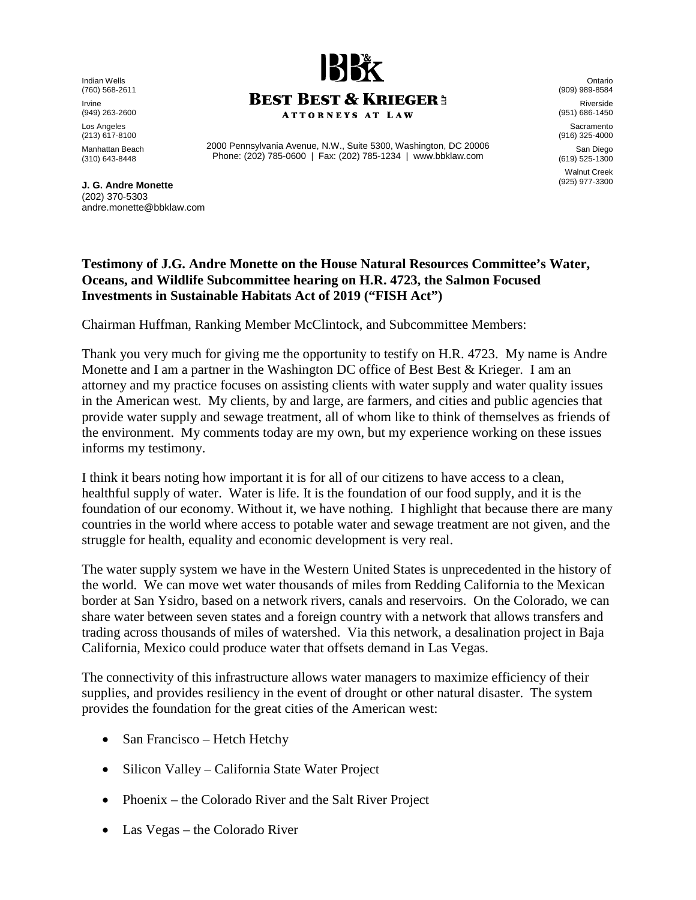Indian Wells
(760) 568-2611

Irvine
(949) 263-2600

Los Angeles
(213) 617-8100

Manhattan Beach
(310) 643-8448

**BEST BEST & KRIEGER LLP**
ATTORNEYS AT LAW

2000 Pennsylvania Avenue, N.W., Suite 5300, Washington, DC 20006
Phone: (202) 785-0600 | Fax: (202) 785-1234 | www.bbklaw.com

Ontario
(909) 989-8584

Riverside
(951) 686-1450

Sacramento
(916) 325-4000

San Diego
(619) 525-1300

Walnut Creek
(925) 977-3300

**J. G. Andre Monette**
(202) 370-5303
andre.monette@bbklaw.com

**Testimony of J.G. Andre Monette on the House Natural Resources Committee's Water, Oceans, and Wildlife Subcommittee hearing on H.R. 4723, the Salmon Focused Investments in Sustainable Habitats Act of 2019 ("FISH Act")**

Chairman Huffman, Ranking Member McClintock, and Subcommittee Members:

Thank you very much for giving me the opportunity to testify on H.R. 4723. My name is Andre Monette and I am a partner in the Washington DC office of Best Best & Krieger. I am an attorney and my practice focuses on assisting clients with water supply and water quality issues in the American west. My clients, by and large, are farmers, and cities and public agencies that provide water supply and sewage treatment, all of whom like to think of themselves as friends of the environment. My comments today are my own, but my experience working on these issues informs my testimony.

I think it bears noting how important it is for all of our citizens to have access to a clean, healthful supply of water. Water is life. It is the foundation of our food supply, and it is the foundation of our economy. Without it, we have nothing. I highlight that because there are many countries in the world where access to potable water and sewage treatment are not given, and the struggle for health, equality and economic development is very real.

The water supply system we have in the Western United States is unprecedented in the history of the world. We can move wet water thousands of miles from Redding California to the Mexican border at San Ysidro, based on a network rivers, canals and reservoirs. On the Colorado, we can share water between seven states and a foreign country with a network that allows transfers and trading across thousands of miles of watershed. Via this network, a desalination project in Baja California, Mexico could produce water that offsets demand in Las Vegas.

The connectivity of this infrastructure allows water managers to maximize efficiency of their supplies, and provides resiliency in the event of drought or other natural disaster. The system provides the foundation for the great cities of the American west:

- San Francisco – Hetch Hetchy
- Silicon Valley – California State Water Project
- Phoenix – the Colorado River and the Salt River Project
- Las Vegas – the Colorado River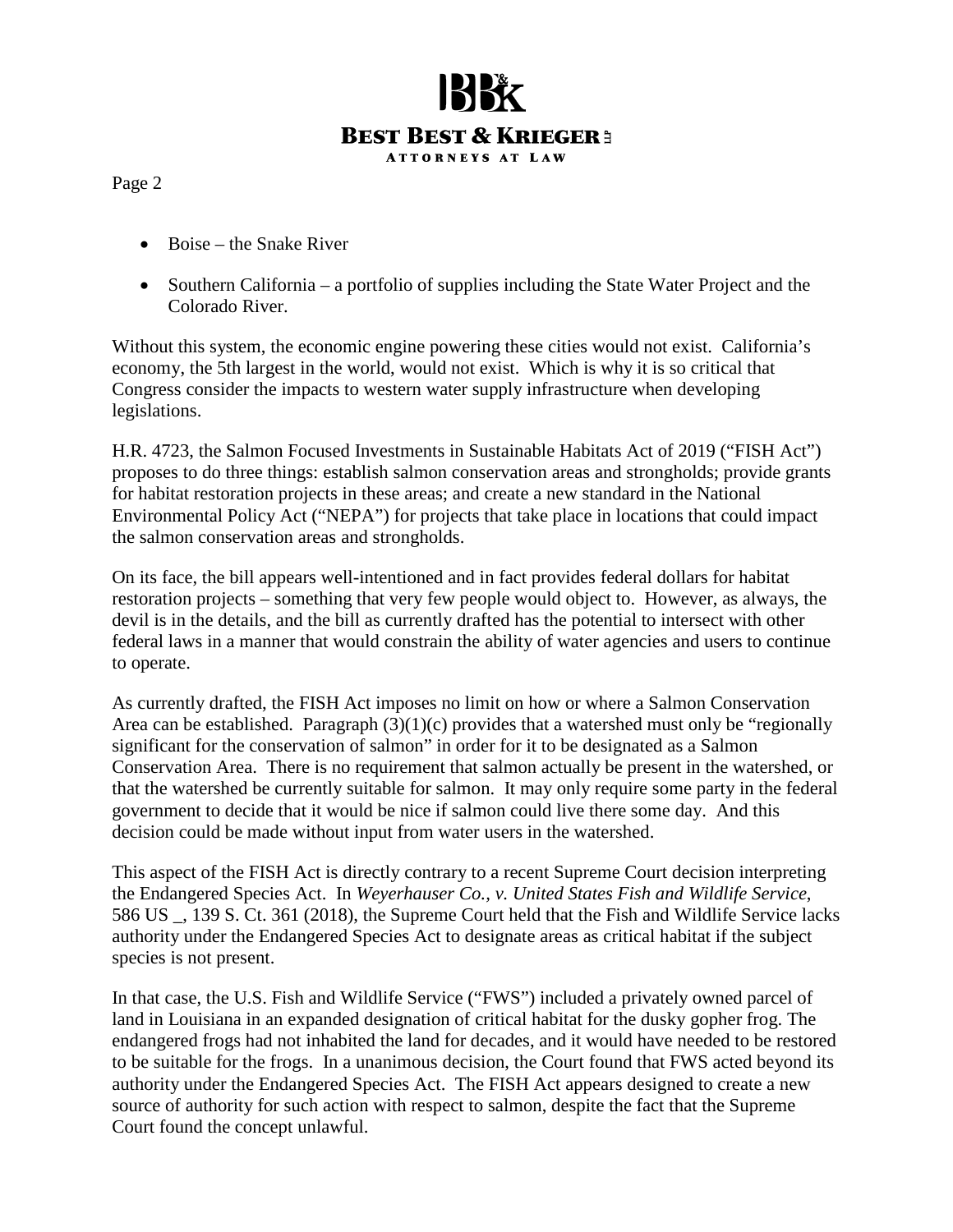- Boise – the Snake River
- Southern California – a portfolio of supplies including the State Water Project and the Colorado River.

Without this system, the economic engine powering these cities would not exist. California's economy, the 5th largest in the world, would not exist. Which is why it is so critical that Congress consider the impacts to western water supply infrastructure when developing legislations.

H.R. 4723, the Salmon Focused Investments in Sustainable Habitats Act of 2019 ("FISH Act") proposes to do three things: establish salmon conservation areas and strongholds; provide grants for habitat restoration projects in these areas; and create a new standard in the National Environmental Policy Act ("NEPA") for projects that take place in locations that could impact the salmon conservation areas and strongholds.

On its face, the bill appears well-intentioned and in fact provides federal dollars for habitat restoration projects – something that very few people would object to. However, as always, the devil is in the details, and the bill as currently drafted has the potential to intersect with other federal laws in a manner that would constrain the ability of water agencies and users to continue to operate.

As currently drafted, the FISH Act imposes no limit on how or where a Salmon Conservation Area can be established. Paragraph (3)(1)(c) provides that a watershed must only be "regionally significant for the conservation of salmon" in order for it to be designated as a Salmon Conservation Area. There is no requirement that salmon actually be present in the watershed, or that the watershed be currently suitable for salmon. It may only require some party in the federal government to decide that it would be nice if salmon could live there some day. And this decision could be made without input from water users in the watershed.

This aspect of the FISH Act is directly contrary to a recent Supreme Court decision interpreting the Endangered Species Act. In *Weyerhauser Co., v. United States Fish and Wildlife Service*, 586 US _, 139 S. Ct. 361 (2018), the Supreme Court held that the Fish and Wildlife Service lacks authority under the Endangered Species Act to designate areas as critical habitat if the subject species is not present.

In that case, the U.S. Fish and Wildlife Service ("FWS") included a privately owned parcel of land in Louisiana in an expanded designation of critical habitat for the dusky gopher frog. The endangered frogs had not inhabited the land for decades, and it would have needed to be restored to be suitable for the frogs. In a unanimous decision, the Court found that FWS acted beyond its authority under the Endangered Species Act. The FISH Act appears designed to create a new source of authority for such action with respect to salmon, despite the fact that the Supreme Court found the concept unlawful.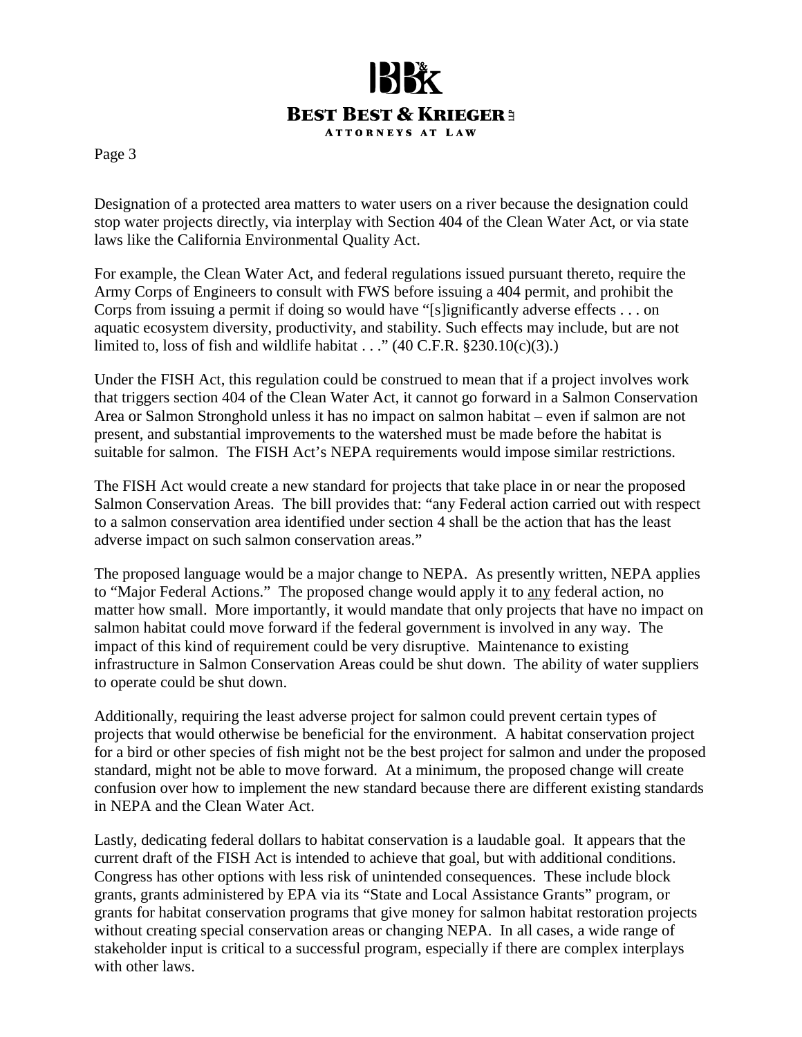Designation of a protected area matters to water users on a river because the designation could stop water projects directly, via interplay with Section 404 of the Clean Water Act, or via state laws like the California Environmental Quality Act.

For example, the Clean Water Act, and federal regulations issued pursuant thereto, require the Army Corps of Engineers to consult with FWS before issuing a 404 permit, and prohibit the Corps from issuing a permit if doing so would have "[s]ignificantly adverse effects . . . on aquatic ecosystem diversity, productivity, and stability. Such effects may include, but are not limited to, loss of fish and wildlife habitat . . ." (40 C.F.R. §230.10(c)(3).)

Under the FISH Act, this regulation could be construed to mean that if a project involves work that triggers section 404 of the Clean Water Act, it cannot go forward in a Salmon Conservation Area or Salmon Stronghold unless it has no impact on salmon habitat – even if salmon are not present, and substantial improvements to the watershed must be made before the habitat is suitable for salmon. The FISH Act's NEPA requirements would impose similar restrictions.

The FISH Act would create a new standard for projects that take place in or near the proposed Salmon Conservation Areas. The bill provides that: "any Federal action carried out with respect to a salmon conservation area identified under section 4 shall be the action that has the least adverse impact on such salmon conservation areas."

The proposed language would be a major change to NEPA. As presently written, NEPA applies to "Major Federal Actions." The proposed change would apply it to <u>any</u> federal action, no matter how small. More importantly, it would mandate that only projects that have no impact on salmon habitat could move forward if the federal government is involved in any way. The impact of this kind of requirement could be very disruptive. Maintenance to existing infrastructure in Salmon Conservation Areas could be shut down. The ability of water suppliers to operate could be shut down.

Additionally, requiring the least adverse project for salmon could prevent certain types of projects that would otherwise be beneficial for the environment. A habitat conservation project for a bird or other species of fish might not be the best project for salmon and under the proposed standard, might not be able to move forward. At a minimum, the proposed change will create confusion over how to implement the new standard because there are different existing standards in NEPA and the Clean Water Act.

Lastly, dedicating federal dollars to habitat conservation is a laudable goal. It appears that the current draft of the FISH Act is intended to achieve that goal, but with additional conditions. Congress has other options with less risk of unintended consequences. These include block grants, grants administered by EPA via its "State and Local Assistance Grants" program, or grants for habitat conservation programs that give money for salmon habitat restoration projects without creating special conservation areas or changing NEPA. In all cases, a wide range of stakeholder input is critical to a successful program, especially if there are complex interplays with other laws.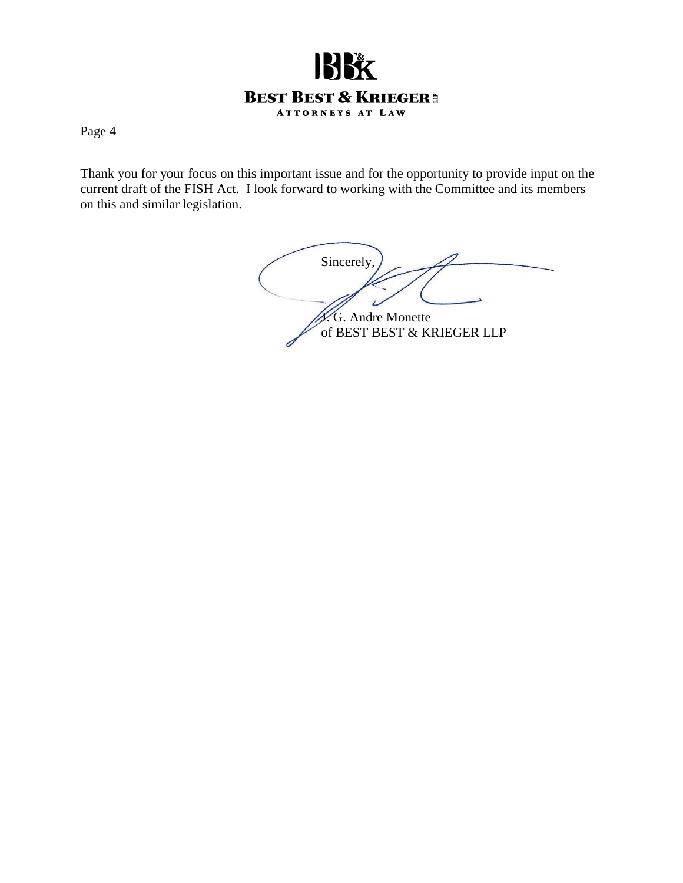Thank you for your focus on this important issue and for the opportunity to provide input on the current draft of the FISH Act. I look forward to working with the Committee and its members on this and similar legislation.

Sincerely,

J. G. Andre Monette
of BEST BEST & KRIEGER LLP